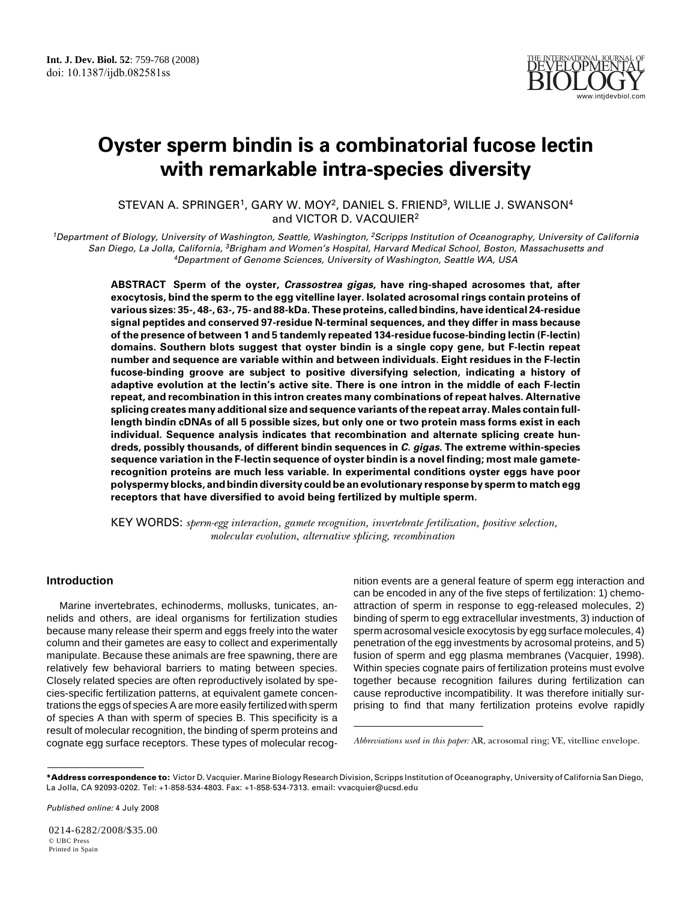# Oyster sperm bindin is a combinatorial fucose lectin with remarkable intra-species diversity

STEVAN A. SPRINGER[1], GARY W. MOY[2], DANIEL S. FRIEND[3], WILLIE J. SWANSON[4] and VICTOR D. VACQUIER[2]

[1]Department of Biology, University of Washington, Seattle, Washington, [2]Scripps Institution of Oceanography, University of California San Diego, La Jolla, California, [3]Brigham and Women's Hospital, Harvard Medical School, Boston, Massachusetts and [4]Department of Genome Sciences, University of Washington, Seattle WA, USA

**ABSTRACT Sperm of the oyster, *Crassostrea gigas*, have ring-shaped acrosomes that, after exocytosis, bind the sperm to the egg vitelline layer. Isolated acrosomal rings contain proteins of various sizes: 35-, 48-, 63-, 75- and 88-kDa. These proteins, called bindins, have identical 24-residue signal peptides and conserved 97-residue N-terminal sequences, and they differ in mass because of the presence of between 1 and 5 tandemly repeated 134-residue fucose-binding lectin (F-lectin) domains. Southern blots suggest that oyster bindin is a single copy gene, but F-lectin repeat number and sequence are variable within and between individuals. Eight residues in the F-lectin fucose-binding groove are subject to positive diversifying selection, indicating a history of adaptive evolution at the lectin's active site. There is one intron in the middle of each F-lectin repeat, and recombination in this intron creates many combinations of repeat halves. Alternative splicing creates many additional size and sequence variants of the repeat array. Males contain full-length bindin cDNAs of all 5 possible sizes, but only one or two protein mass forms exist in each individual. Sequence analysis indicates that recombination and alternate splicing create hundreds, possibly thousands, of different bindin sequences in *C. gigas*. The extreme within-species sequence variation in the F-lectin sequence of oyster bindin is a novel finding; most male gamete-recognition proteins are much less variable. In experimental conditions oyster eggs have poor polyspermy blocks, and bindin diversity could be an evolutionary response by sperm to match egg receptors that have diversified to avoid being fertilized by multiple sperm.**

KEY WORDS: *sperm-egg interaction, gamete recognition, invertebrate fertilization, positive selection, molecular evolution, alternative splicing, recombination*

## Introduction

Marine invertebrates, echinoderms, mollusks, tunicates, annelids and others, are ideal organisms for fertilization studies because many release their sperm and eggs freely into the water column and their gametes are easy to collect and experimentally manipulate. Because these animals are free spawning, there are relatively few behavioral barriers to mating between species. Closely related species are often reproductively isolated by species-specific fertilization patterns, at equivalent gamete concentrations the eggs of species A are more easily fertilized with sperm of species A than with sperm of species B. This specificity is a result of molecular recognition, the binding of sperm proteins and cognate egg surface receptors. These types of molecular recognition events are a general feature of sperm egg interaction and can be encoded in any of the five steps of fertilization: 1) chemoattraction of sperm in response to egg-released molecules, 2) binding of sperm to egg extracellular investments, 3) induction of sperm acrosomal vesicle exocytosis by egg surface molecules, 4) penetration of the egg investments by acrosomal proteins, and 5) fusion of sperm and egg plasma membranes (Vacquier, 1998). Within species cognate pairs of fertilization proteins must evolve together because recognition failures during fertilization can cause reproductive incompatibility. It was therefore initially surprising to find that many fertilization proteins evolve rapidly

*Abbreviations used in this paper:* AR, acrosomal ring; VE, vitelline envelope.

***Address correspondence to:** Victor D. Vacquier. Marine Biology Research Division, Scripps Institution of Oceanography, University of California San Diego, La Jolla, CA 92093-0202. Tel: +1-858-534-4803. Fax: +1-858-534-7313. email: vvacquier@ucsd.edu

*Published online:* 4 July 2008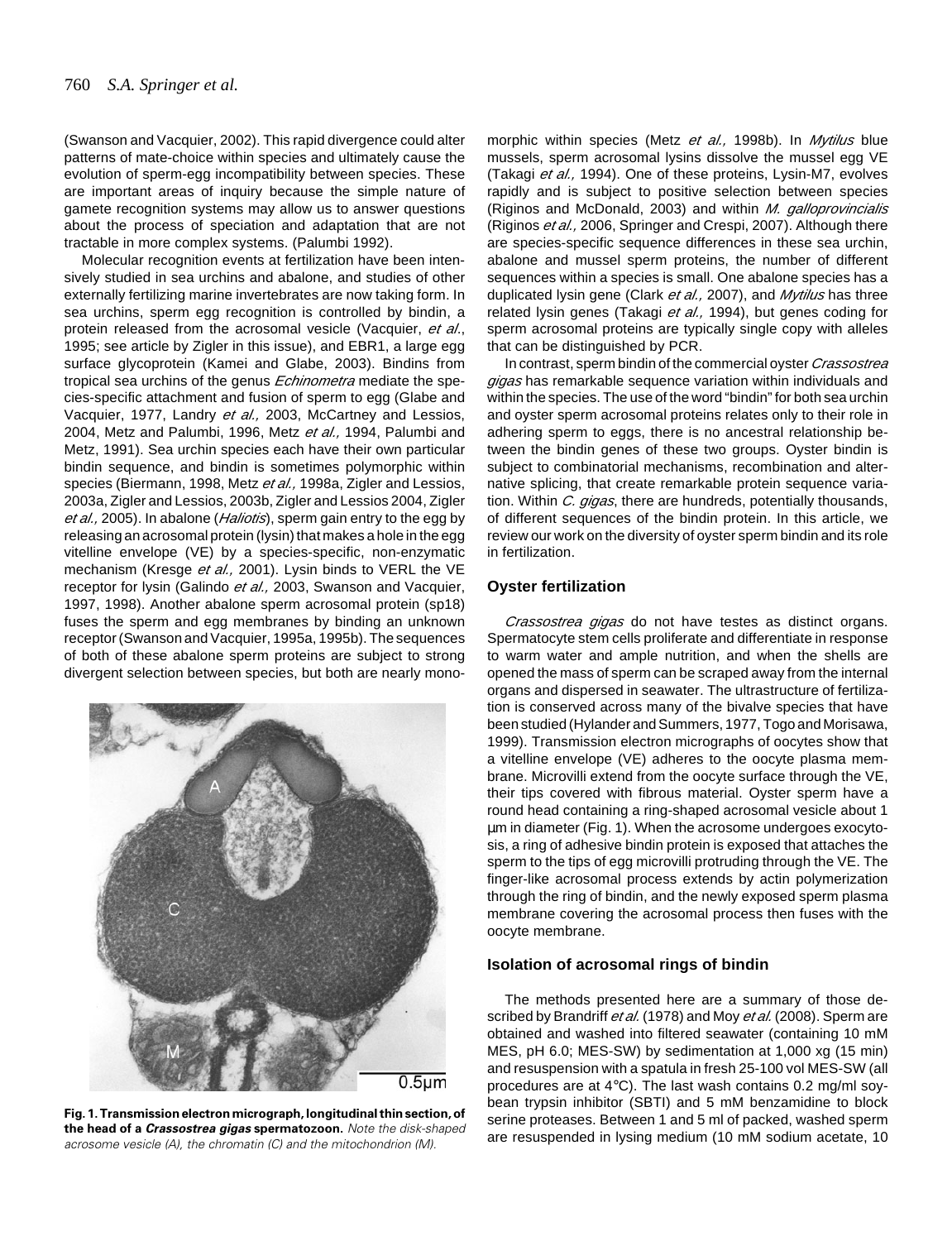(Swanson and Vacquier, 2002). This rapid divergence could alter patterns of mate-choice within species and ultimately cause the evolution of sperm-egg incompatibility between species. These are important areas of inquiry because the simple nature of gamete recognition systems may allow us to answer questions about the process of speciation and adaptation that are not tractable in more complex systems. (Palumbi 1992).

Molecular recognition events at fertilization have been intensively studied in sea urchins and abalone, and studies of other externally fertilizing marine invertebrates are now taking form. In sea urchins, sperm egg recognition is controlled by bindin, a protein released from the acrosomal vesicle (Vacquier, *et al*., 1995; see article by Zigler in this issue), and EBR1, a large egg surface glycoprotein (Kamei and Glabe, 2003). Bindins from tropical sea urchins of the genus *Echinometra* mediate the species-specific attachment and fusion of sperm to egg (Glabe and Vacquier, 1977, Landry *et al.,* 2003, McCartney and Lessios, 2004, Metz and Palumbi, 1996, Metz *et al.,* 1994, Palumbi and Metz, 1991). Sea urchin species each have their own particular bindin sequence, and bindin is sometimes polymorphic within species (Biermann, 1998, Metz *et al.,* 1998a, Zigler and Lessios, 2003a, Zigler and Lessios, 2003b, Zigler and Lessios 2004, Zigler *et al.,* 2005). In abalone (*Haliotis*), sperm gain entry to the egg by releasing an acrosomal protein (lysin) that makes a hole in the egg vitelline envelope (VE) by a species-specific, non-enzymatic mechanism (Kresge *et al.,* 2001). Lysin binds to VERL the VE receptor for lysin (Galindo *et al.,* 2003, Swanson and Vacquier, 1997, 1998). Another abalone sperm acrosomal protein (sp18) fuses the sperm and egg membranes by binding an unknown receptor (Swanson and Vacquier, 1995a, 1995b). The sequences of both of these abalone sperm proteins are subject to strong divergent selection between species, but both are nearly monomorphic within species (Metz *et al.,* 1998b). In *Mytilus* blue mussels, sperm acrosomal lysins dissolve the mussel egg VE (Takagi *et al.,* 1994). One of these proteins, Lysin-M7, evolves rapidly and is subject to positive selection between species (Riginos and McDonald, 2003) and within *M. galloprovincialis* (Riginos *et al.,* 2006, Springer and Crespi, 2007). Although there are species-specific sequence differences in these sea urchin, abalone and mussel sperm proteins, the number of different sequences within a species is small. One abalone species has a duplicated lysin gene (Clark *et al.,* 2007), and *Mytilus* has three related lysin genes (Takagi *et al.,* 1994), but genes coding for sperm acrosomal proteins are typically single copy with alleles that can be distinguished by PCR.

In contrast, sperm bindin of the commercial oyster *Crassostrea gigas* has remarkable sequence variation within individuals and within the species. The use of the word "bindin" for both sea urchin and oyster sperm acrosomal proteins relates only to their role in adhering sperm to eggs, there is no ancestral relationship between the bindin genes of these two groups. Oyster bindin is subject to combinatorial mechanisms, recombination and alternative splicing, that create remarkable protein sequence variation. Within *C. gigas*, there are hundreds, potentially thousands, of different sequences of the bindin protein. In this article, we review our work on the diversity of oyster sperm bindin and its role in fertilization.

**Fig. 1. Transmission electron micrograph, longitudinal thin section, of the head of a *Crassostrea gigas* spermatozoon.** *Note the disk-shaped acrosome vesicle (A), the chromatin (C) and the mitochondrion (M).*

## Oyster fertilization

*Crassostrea gigas* do not have testes as distinct organs. Spermatocyte stem cells proliferate and differentiate in response to warm water and ample nutrition, and when the shells are opened the mass of sperm can be scraped away from the internal organs and dispersed in seawater. The ultrastructure of fertilization is conserved across many of the bivalve species that have been studied (Hylander and Summers, 1977, Togo and Morisawa, 1999). Transmission electron micrographs of oocytes show that a vitelline envelope (VE) adheres to the oocyte plasma membrane. Microvilli extend from the oocyte surface through the VE, their tips covered with fibrous material. Oyster sperm have a round head containing a ring-shaped acrosomal vesicle about 1 μm in diameter (Fig. 1). When the acrosome undergoes exocytosis, a ring of adhesive bindin protein is exposed that attaches the sperm to the tips of egg microvilli protruding through the VE. The finger-like acrosomal process extends by actin polymerization through the ring of bindin, and the newly exposed sperm plasma membrane covering the acrosomal process then fuses with the oocyte membrane.

## Isolation of acrosomal rings of bindin

The methods presented here are a summary of those described by Brandriff *et al.* (1978) and Moy *et al.* (2008). Sperm are obtained and washed into filtered seawater (containing 10 mM MES, pH 6.0; MES-SW) by sedimentation at 1,000 xg (15 min) and resuspension with a spatula in fresh 25-100 vol MES-SW (all procedures are at 4°C). The last wash contains 0.2 mg/ml soybean trypsin inhibitor (SBTI) and 5 mM benzamidine to block serine proteases. Between 1 and 5 ml of packed, washed sperm are resuspended in lysing medium (10 mM sodium acetate, 10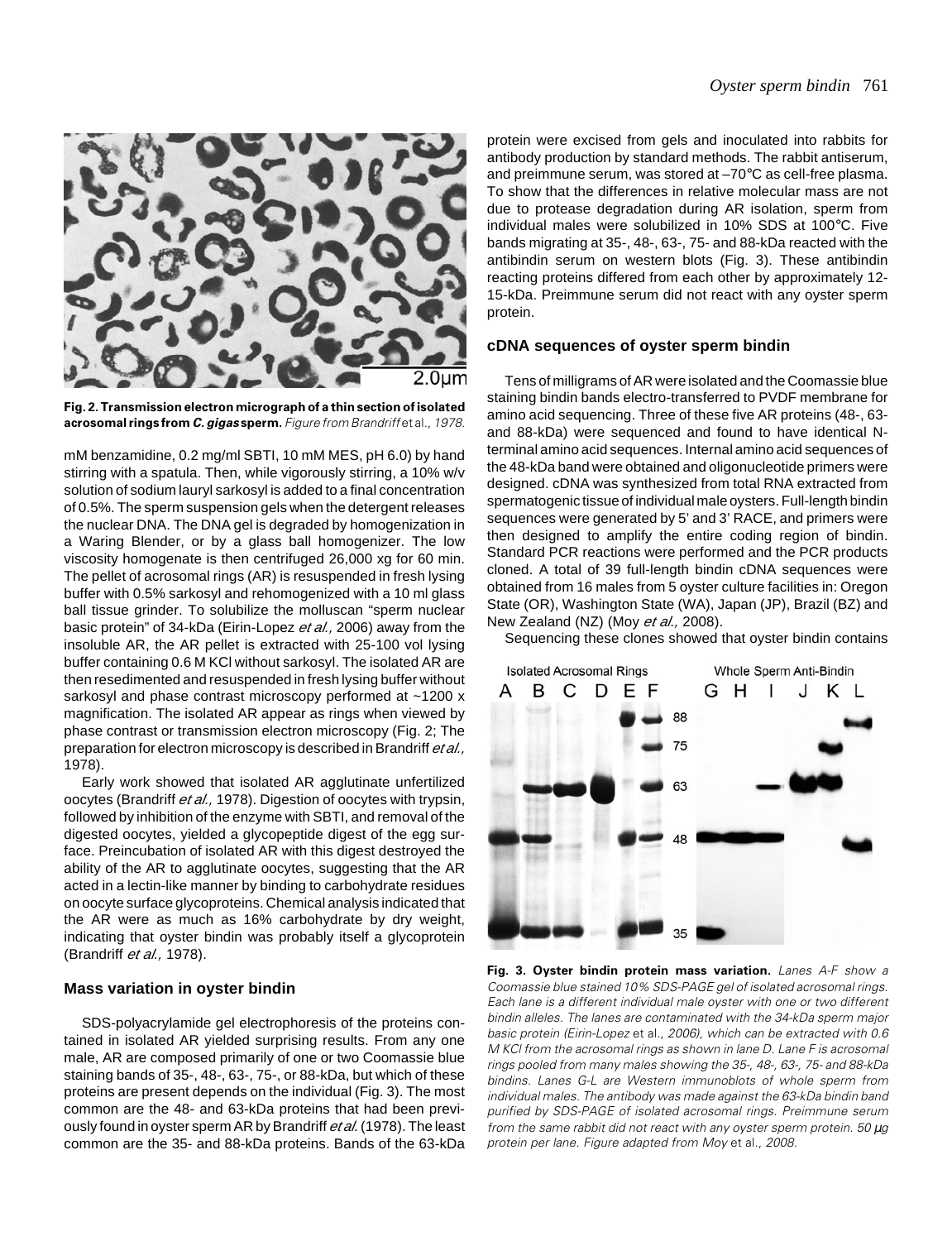**Fig. 2. Transmission electron micrograph of a thin section of isolated acrosomal rings from *C. gigas* sperm.** *Figure from Brandriff* et al., *1978.*

mM benzamidine, 0.2 mg/ml SBTI, 10 mM MES, pH 6.0) by hand stirring with a spatula. Then, while vigorously stirring, a 10% w/v solution of sodium lauryl sarkosyl is added to a final concentration of 0.5%. The sperm suspension gels when the detergent releases the nuclear DNA. The DNA gel is degraded by homogenization in a Waring Blender, or by a glass ball homogenizer. The low viscosity homogenate is then centrifuged 26,000 xg for 60 min. The pellet of acrosomal rings (AR) is resuspended in fresh lysing buffer with 0.5% sarkosyl and rehomogenized with a 10 ml glass ball tissue grinder. To solubilize the molluscan "sperm nuclear basic protein" of 34-kDa (Eirin-Lopez *et al.,* 2006) away from the insoluble AR, the AR pellet is extracted with 25-100 vol lysing buffer containing 0.6 M KCl without sarkosyl. The isolated AR are then resedimented and resuspended in fresh lysing buffer without sarkosyl and phase contrast microscopy performed at ~1200 x magnification. The isolated AR appear as rings when viewed by phase contrast or transmission electron microscopy (Fig. 2; The preparation for electron microscopy is described in Brandriff *et al.,* 1978).

Early work showed that isolated AR agglutinate unfertilized oocytes (Brandriff *et al.,* 1978). Digestion of oocytes with trypsin, followed by inhibition of the enzyme with SBTI, and removal of the digested oocytes, yielded a glycopeptide digest of the egg surface. Preincubation of isolated AR with this digest destroyed the ability of the AR to agglutinate oocytes, suggesting that the AR acted in a lectin-like manner by binding to carbohydrate residues on oocyte surface glycoproteins. Chemical analysis indicated that the AR were as much as 16% carbohydrate by dry weight, indicating that oyster bindin was probably itself a glycoprotein (Brandriff *et al.,* 1978).

### Mass variation in oyster bindin

SDS-polyacrylamide gel electrophoresis of the proteins contained in isolated AR yielded surprising results. From any one male, AR are composed primarily of one or two Coomassie blue staining bands of 35-, 48-, 63-, 75-, or 88-kDa, but which of these proteins are present depends on the individual (Fig. 3). The most common are the 48- and 63-kDa proteins that had been previously found in oyster sperm AR by Brandriff *et al.* (1978). The least common are the 35- and 88-kDa proteins. Bands of the 63-kDa protein were excised from gels and inoculated into rabbits for antibody production by standard methods. The rabbit antiserum, and preimmune serum, was stored at –70°C as cell-free plasma. To show that the differences in relative molecular mass are not due to protease degradation during AR isolation, sperm from individual males were solubilized in 10% SDS at 100°C. Five bands migrating at 35-, 48-, 63-, 75- and 88-kDa reacted with the antibindin serum on western blots (Fig. 3). These antibindin reacting proteins differed from each other by approximately 12-15-kDa. Preimmune serum did not react with any oyster sperm protein.

### cDNA sequences of oyster sperm bindin

Tens of milligrams of AR were isolated and the Coomassie blue staining bindin bands electro-transferred to PVDF membrane for amino acid sequencing. Three of these five AR proteins (48-, 63- and 88-kDa) were sequenced and found to have identical N-terminal amino acid sequences. Internal amino acid sequences of the 48-kDa band were obtained and oligonucleotide primers were designed. cDNA was synthesized from total RNA extracted from spermatogenic tissue of individual male oysters. Full-length bindin sequences were generated by 5' and 3' RACE, and primers were then designed to amplify the entire coding region of bindin. Standard PCR reactions were performed and the PCR products cloned. A total of 39 full-length bindin cDNA sequences were obtained from 16 males from 5 oyster culture facilities in: Oregon State (OR), Washington State (WA), Japan (JP), Brazil (BZ) and New Zealand (NZ) (Moy *et al.,* 2008).

Sequencing these clones showed that oyster bindin contains

**Fig. 3. Oyster bindin protein mass variation.** *Lanes A-F show a Coomassie blue stained 10% SDS-PAGE gel of isolated acrosomal rings. Each lane is a different individual male oyster with one or two different bindin alleles. The lanes are contaminated with the 34-kDa sperm major basic protein (Eirin-Lopez* et al., *2006), which can be extracted with 0.6 M KCl from the acrosomal rings as shown in lane D. Lane F is acrosomal rings pooled from many males showing the 35-, 48-, 63-, 75- and 88-kDa bindins. Lanes G-L are Western immunoblots of whole sperm from individual males. The antibody was made against the 63-kDa bindin band purified by SDS-PAGE of isolated acrosomal rings. Preimmune serum from the same rabbit did not react with any oyster sperm protein. 50 µg protein per lane. Figure adapted from Moy* et al., *2008.*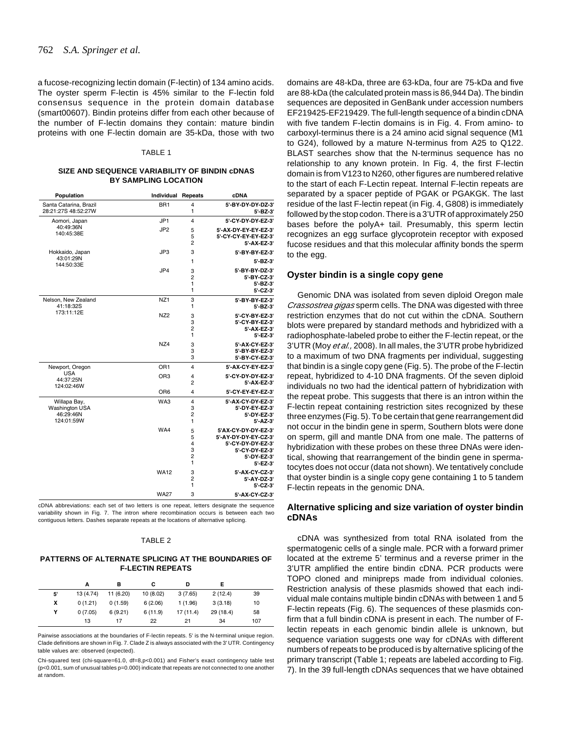a fucose-recognizing lectin domain (F-lectin) of 134 amino acids. The oyster sperm F-lectin is 45% similar to the F-lectin fold consensus sequence in the protein domain database (smart00607). Bindin proteins differ from each other because of the number of F-lectin domains they contain: mature bindin proteins with one F-lectin domain are 35-kDa, those with two domains are 48-kDa, three are 63-kDa, four are 75-kDa and five are 88-kDa (the calculated protein mass is 86,944 Da). The bindin sequences are deposited in GenBank under accession numbers EF219425-EF219429. The full-length sequence of a bindin cDNA with five tandem F-lectin domains is in Fig. 4. From amino- to carboxyl-terminus there is a 24 amino acid signal sequence (M1 to G24), followed by a mature N-terminus from A25 to Q122. BLAST searches show that the N-terminus sequence has no relationship to any known protein. In Fig. 4, the first F-lectin domain is from V123 to N260, other figures are numbered relative to the start of each F-Lectin repeat. Internal F-lectin repeats are separated by a spacer peptide of PGAK or PGAKGK. The last residue of the last F-lectin repeat (in Fig. 4, G808) is immediately followed by the stop codon. There is a 3'UTR of approximately 250 bases before the polyA+ tail. Presumably, this sperm lectin recognizes an egg surface glycoprotein receptor with exposed fucose residues and that this molecular affinity bonds the sperm to the egg.

TABLE 1

**SIZE AND SEQUENCE VARIABILITY OF BINDIN cDNAS BY SAMPLING LOCATION**

| Population | Individual | Repeats | cDNA |
|---|---|---|---|
| Santa Catarina, Brazil 28:21:27S 48:52:27W | BR1 | 4 | 5'-BY-DY-DY-DZ-3' |
| | | 1 | 5'-BZ-3' |
| Aomori, Japan 40:49:36N 140:45:38E | JP1 | 4 | 5'-CY-DY-DY-EZ-3' |
| | JP2 | 5 | 5'-AX-DY-EY-EY-EZ-3' |
| | | 5 | 5'-CY-CY-EY-EY-EZ-3' |
| | | 2 | 5'-AX-EZ-3' |
| Hokkaido, Japan 43:01:29N 144:50:33E | JP3 | 3 | 5'-BY-BY-EZ-3' |
| | | 1 | 5'-BZ-3' |
| | JP4 | 3 | 5'-BY-BY-DZ-3' |
| | | 2 | 5'-BY-CZ-3' |
| | | 1 | 5'-BZ-3' |
| | | 1 | 5'-CZ-3' |
| Nelson, New Zealand 41:18:32S 173:11:12E | NZ1 | 3 | 5'-BY-BY-EZ-3' |
| | | 1 | 5'-BZ-3' |
| | NZ2 | 3 | 5'-CY-BY-EZ-3' |
| | | 3 | 5'-CY-BY-EZ-3' |
| | | 2 | 5'-AX-EZ-3' |
| | | 1 | 5'-EZ-3' |
| | NZ4 | 3 | 5'-AX-CY-EZ-3' |
| | | 3 | 5'-BY-BY-EZ-3' |
| | | 3 | 5'-BY-CY-EZ-3' |
| Newport, Oregon USA 44:37:25N 124:02:46W | OR1 | 4 | 5'-AX-CY-EY-EZ-3' |
| | OR3 | 4 | 5'-CY-DY-DY-EZ-3' |
| | | 2 | 5'-AX-EZ-3' |
| | OR6 | 4 | 5'-CY-EY-EY-EZ-3' |
| Willapa Bay, Washington USA 46:29:46N 124:01:59W | WA3 | 4 | 5'-AX-CY-DY-EZ-3' |
| | | 3 | 5'-DY-EY-EZ-3' |
| | | 2 | 5'-DY-EZ-3' |
| | | 1 | 5'-AZ-3' |
| | WA4 | 5 | 5'AX-CY-DY-DY-EZ-3' |
| | | 5 | 5'-AY-DY-DY-EY-CZ-3' |
| | | 4 | 5'-CY-DY-DY-EZ-3' |
| | | 3 | 5'-CY-DY-EZ-3' |
| | | 2 | 5'-DY-EZ-3' |
| | | 1 | 5'-EZ-3' |
| | WA12 | 3 | 5'-AX-CY-CZ-3' |
| | | 2 | 5'-AY-DZ-3' |
| | | 1 | 5'-CZ-3' |
| | WA27 | 3 | 5'-AX-CY-CZ-3' |

cDNA abbreviations: each set of two letters is one repeat, letters designate the sequence variability shown in Fig. 7. The intron where recombination occurs is between each two contiguous letters. Dashes separate repeats at the locations of alternative splicing.

TABLE 2

**PATTERNS OF ALTERNATE SPLICING AT THE BOUNDARIES OF F-LECTIN REPEATS**

| | A | B | C | D | E | |
|---|---|---|---|---|---|---|
| 5' | 13 (4.74) | 11 (6.20) | 10 (8.02) | 3 (7.65) | 2 (12.4) | 39 |
| X | 0 (1.21) | 0 (1.59) | 6 (2.06) | 1 (1.96) | 3 (3.18) | 10 |
| Y | 0 (7.05) | 6 (9.21) | 6 (11.9) | 17 (11.4) | 29 (18.4) | 58 |
| | 13 | 17 | 22 | 21 | 34 | 107 |

Pairwise associations at the boundaries of F-lectin repeats. 5' is the N-terminal unique region. Clade definitions are shown in Fig. 7. Clade Z is always associated with the 3' UTR. Contingency table values are: observed (expected).

Chi-squared test (chi-square=61.0, df=8,p<0.001) and Fisher's exact contingency table test (p<0.001, sum of unusual tables p=0.000) indicate that repeats are not connected to one another at random.

## Oyster bindin is a single copy gene

Genomic DNA was isolated from seven diploid Oregon male *Crassostrea gigas* sperm cells. The DNA was digested with three restriction enzymes that do not cut within the cDNA. Southern blots were prepared by standard methods and hybridized with a radiophosphate-labeled probe to either the F-lectin repeat, or the 3'UTR (Moy *et al.,* 2008). In all males, the 3'UTR probe hybridized to a maximum of two DNA fragments per individual, suggesting that bindin is a single copy gene (Fig. 5). The probe of the F-lectin repeat, hybridized to 4-10 DNA fragments. Of the seven diploid individuals no two had the identical pattern of hybridization with the repeat probe. This suggests that there is an intron within the F-lectin repeat containing restriction sites recognized by these three enzymes (Fig. 5). To be certain that gene rearrangement did not occur in the bindin gene in sperm, Southern blots were done on sperm, gill and mantle DNA from one male. The patterns of hybridization with these probes on these three DNAs were identical, showing that rearrangement of the bindin gene in spermatocytes does not occur (data not shown). We tentatively conclude that oyster bindin is a single copy gene containing 1 to 5 tandem F-lectin repeats in the genomic DNA.

## Alternative splicing and size variation of oyster bindin cDNAs

cDNA was synthesized from total RNA isolated from the spermatogenic cells of a single male. PCR with a forward primer located at the extreme 5' terminus and a reverse primer in the 3'UTR amplified the entire bindin cDNA. PCR products were TOPO cloned and minipreps made from individual colonies. Restriction analysis of these plasmids showed that each individual male contains multiple bindin cDNAs with between 1 and 5 F-lectin repeats (Fig. 6). The sequences of these plasmids confirm that a full bindin cDNA is present in each. The number of F-lectin repeats in each genomic bindin allele is unknown, but sequence variation suggests one way for cDNAs with different numbers of repeats to be produced is by alternative splicing of the primary transcript (Table 1; repeats are labeled according to Fig. 7). In the 39 full-length cDNAs sequences that we have obtained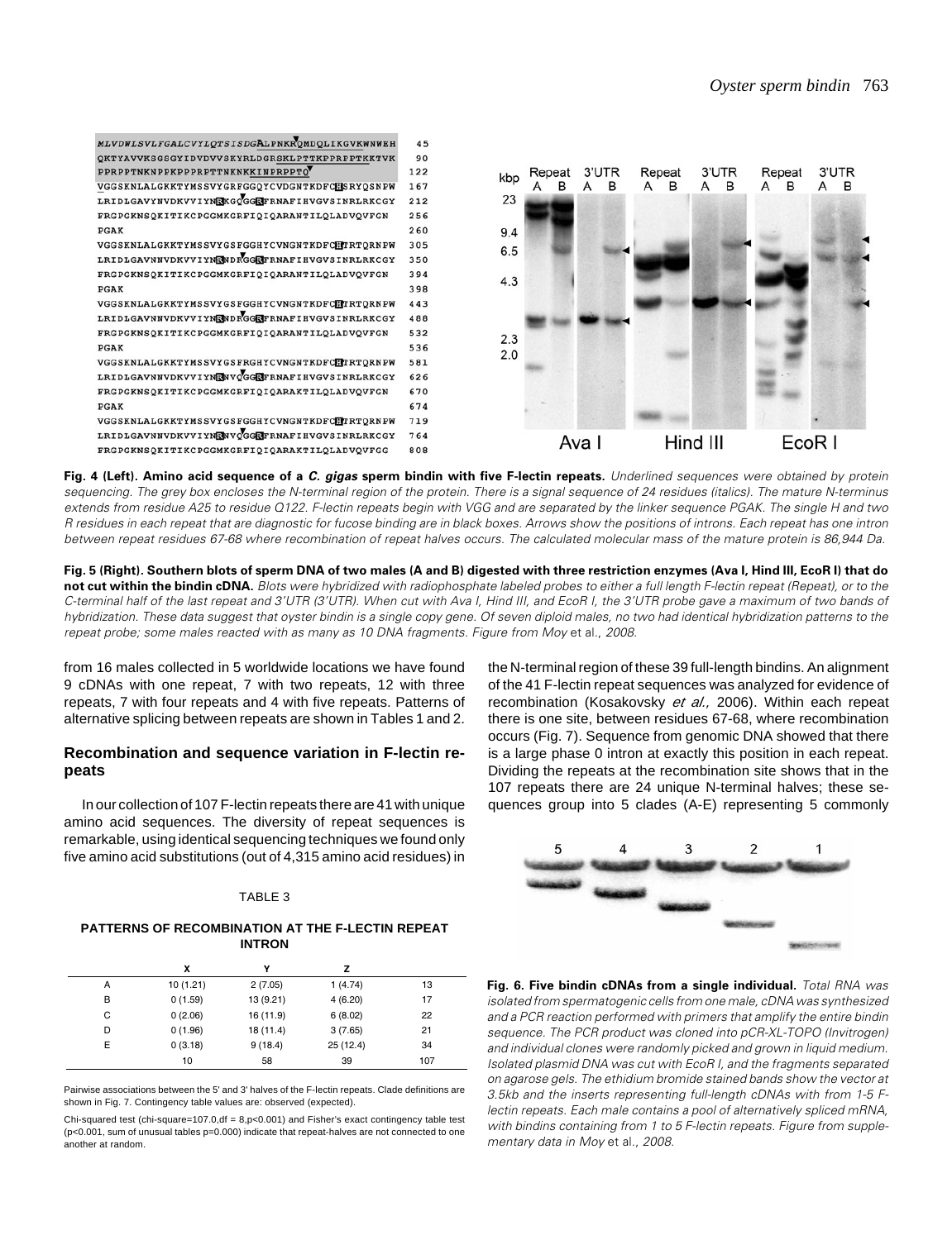MLVDWLSVLFGALCVYLQTSISDGALPNKRQMDQLIKGVKWNWEH 45
QKTYAVVKSGSGYIDVDVVSKYRLDGRSKLPTTKPPRPPTKKTVK 90
PPRPPTNKNPPKPPPRPTTNKNKKINPRPPTQ 122
VGGSKNLALGKKTYMSSVYGRFGGQYCVDGNTKDFCHSRYQSNPW 167
LRIDLGAVYNVDKVVIYNRKGQGGRFRNAFIHVGVSINRLRKCGY 212
FRGPGKNSQKITIKCPGGMKGRFIQIQARANTILQLADVQVFGN 256
PGAK 260
VGGSKNLALGKKTYMSSVYGSFGGHYCVNGNTKDFCHTRTQRNPW 305
LRIDLGAVNNVDKVVIYNRNDRGGRFRNAFIHVGVSINRLRKCGY 350
FRGPGKNSQKITIKCPGGMKGRFIQIQARANTILQLADVQVFGN 394
PGAK 398
VGGSKNLALGKKTYMSSVYGSFGGHYCVNGNTKDFCHTRTQRNPW 443
LRIDLGAVNNVDKVVIYNRNDRGGRFRNAFIHVGVSINRLRKCGY 488
FRGPGKNSQKITIKCPGGMKGRFIQIQARANTILQLADVQVFGN 532
PGAK 536
VGGSKNLALGKKTYMSSVYGSFRGHYCVNGNTKDFCHTRTQRNPW 581
LRIDLGAVNNVDKVVIYNRNVQGGRFRNAFIHVGVSINRLRKCGY 626
FRGPGKNSQKITIKCPGGMKGRFIQIQARAKTILQLADVQVFGN 670
PGAK 674
VGGSKNLALGKKTYMSSVYGSFGGHYCVNGNTKDFCHTRTQRNPW 719
LRIDLGAVNNVDKVVIYNRNVQGGRFRNAFIHVGVSINRLRKCGY 764
FRGPGKNSQKITIKCPGGMKGRFIQIQARAKTILQLADVQVFGG 808

**Fig. 4 (Left). Amino acid sequence of a *C. gigas* sperm bindin with five F-lectin repeats.** *Underlined sequences were obtained by protein sequencing. The grey box encloses the N-terminal region of the protein. There is a signal sequence of 24 residues (italics). The mature N-terminus extends from residue A25 to residue Q122. F-lectin repeats begin with VGG and are separated by the linker sequence PGAK. The single H and two R residues in each repeat that are diagnostic for fucose binding are in black boxes. Arrows show the positions of introns. Each repeat has one intron between repeat residues 67-68 where recombination of repeat halves occurs. The calculated molecular mass of the mature protein is 86,944 Da.*

**Fig. 5 (Right). Southern blots of sperm DNA of two males (A and B) digested with three restriction enzymes (Ava I, Hind III, EcoR I) that do not cut within the bindin cDNA.** *Blots were hybridized with radiophosphate labeled probes to either a full length F-lectin repeat (Repeat), or to the C-terminal half of the last repeat and 3'UTR (3'UTR). When cut with Ava I, Hind III, and EcoR I, the 3'UTR probe gave a maximum of two bands of hybridization. These data suggest that oyster bindin is a single copy gene. Of seven diploid males, no two had identical hybridization patterns to the repeat probe; some males reacted with as many as 10 DNA fragments. Figure from Moy* et al., *2008.*

from 16 males collected in 5 worldwide locations we have found 9 cDNAs with one repeat, 7 with two repeats, 12 with three repeats, 7 with four repeats and 4 with five repeats. Patterns of alternative splicing between repeats are shown in Tables 1 and 2.

## Recombination and sequence variation in F-lectin repeats

In our collection of 107 F-lectin repeats there are 41 with unique amino acid sequences. The diversity of repeat sequences is remarkable, using identical sequencing techniques we found only five amino acid substitutions (out of 4,315 amino acid residues) in the N-terminal region of these 39 full-length bindins. An alignment of the 41 F-lectin repeat sequences was analyzed for evidence of recombination (Kosakovsky *et al.,* 2006). Within each repeat there is one site, between residues 67-68, where recombination occurs (Fig. 7). Sequence from genomic DNA showed that there is a large phase 0 intron at exactly this position in each repeat. Dividing the repeats at the recombination site shows that in the 107 repeats there are 24 unique N-terminal halves; these sequences group into 5 clades (A-E) representing 5 commonly

TABLE 3

**PATTERNS OF RECOMBINATION AT THE F-LECTIN REPEAT INTRON**

| | X | Y | Z | |
|---|---|---|---|---|
| A | 10 (1.21) | 2 (7.05) | 1 (4.74) | 13 |
| B | 0 (1.59) | 13 (9.21) | 4 (6.20) | 17 |
| C | 0 (2.06) | 16 (11.9) | 6 (8.02) | 22 |
| D | 0 (1.96) | 18 (11.4) | 3 (7.65) | 21 |
| E | 0 (3.18) | 9 (18.4) | 25 (12.4) | 34 |
| | 10 | 58 | 39 | 107 |

Pairwise associations between the 5' and 3' halves of the F-lectin repeats. Clade definitions are shown in Fig. 7. Contingency table values are: observed (expected).

Chi-squared test (chi-square=107.0,df = 8,p<0.001) and Fisher's exact contingency table test (p<0.001, sum of unusual tables p=0.000) indicate that repeat-halves are not connected to one another at random.

**Fig. 6. Five bindin cDNAs from a single individual.** *Total RNA was isolated from spermatogenic cells from one male, cDNA was synthesized and a PCR reaction performed with primers that amplify the entire bindin sequence. The PCR product was cloned into pCR-XL-TOPO (Invitrogen) and individual clones were randomly picked and grown in liquid medium. Isolated plasmid DNA was cut with EcoR I, and the fragments separated on agarose gels. The ethidium bromide stained bands show the vector at 3.5kb and the inserts representing full-length cDNAs with from 1-5 F-lectin repeats. Each male contains a pool of alternatively spliced mRNA, with bindins containing from 1 to 5 F-lectin repeats. Figure from supplementary data in Moy* et al., *2008.*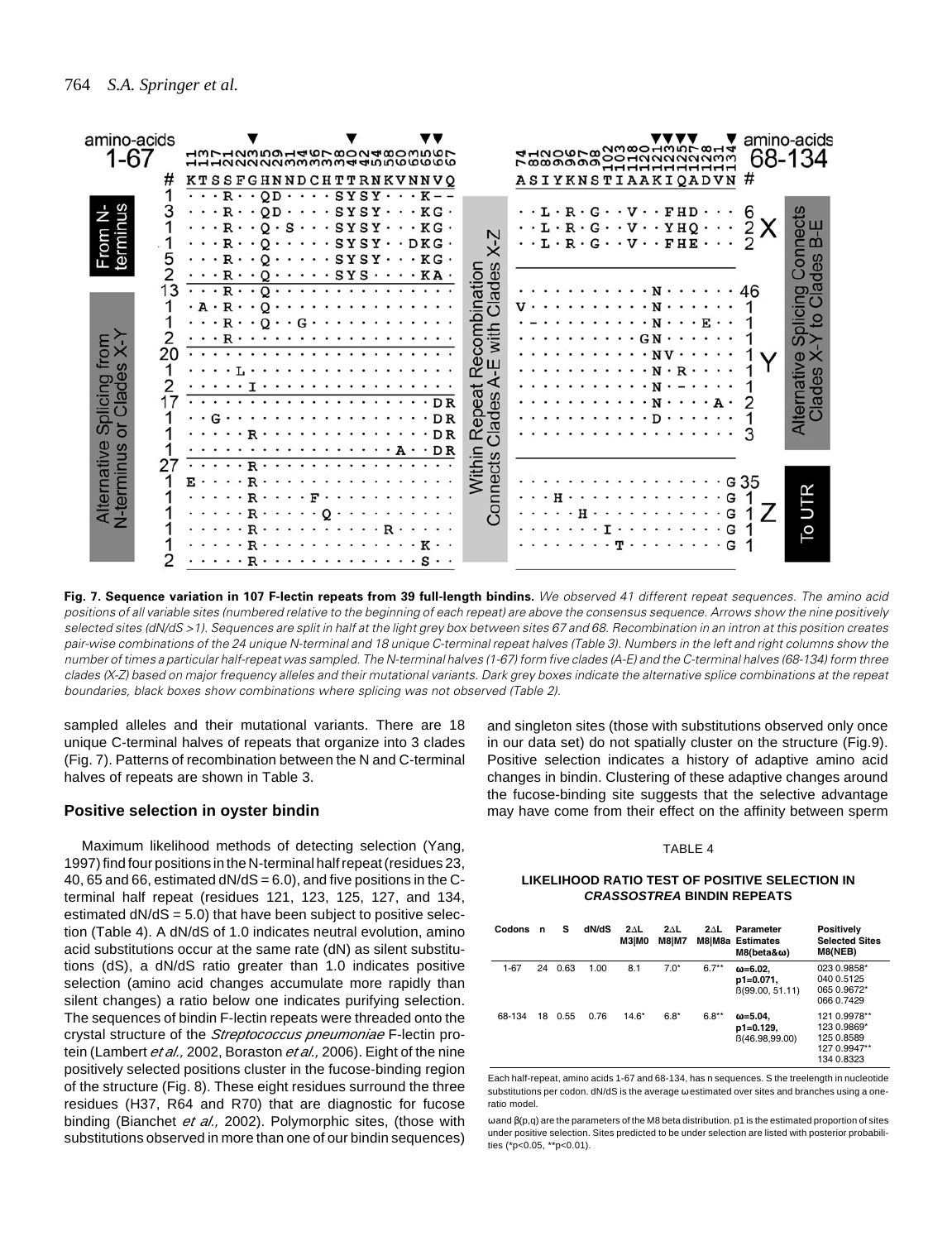**Fig. 7. Sequence variation in 107 F-lectin repeats from 39 full-length bindins.** *We observed 41 different repeat sequences. The amino acid positions of all variable sites (numbered relative to the beginning of each repeat) are above the consensus sequence. Arrows show the nine positively selected sites (dN/dS >1). Sequences are split in half at the light grey box between sites 67 and 68. Recombination in an intron at this position creates pair-wise combinations of the 24 unique N-terminal and 18 unique C-terminal repeat halves (Table 3). Numbers in the left and right columns show the number of times a particular half-repeat was sampled. The N-terminal halves (1-67) form five clades (A-E) and the C-terminal halves (68-134) form three clades (X-Z) based on major frequency alleles and their mutational variants. Dark grey boxes indicate the alternative splice combinations at the repeat boundaries, black boxes show combinations where splicing was not observed (Table 2).*

sampled alleles and their mutational variants. There are 18 unique C-terminal halves of repeats that organize into 3 clades (Fig. 7). Patterns of recombination between the N and C-terminal halves of repeats are shown in Table 3.

## Positive selection in oyster bindin

Maximum likelihood methods of detecting selection (Yang, 1997) find four positions in the N-terminal half repeat (residues 23, 40, 65 and 66, estimated dN/dS = 6.0), and five positions in the C-terminal half repeat (residues 121, 123, 125, 127, and 134, estimated dN/dS = 5.0) that have been subject to positive selection (Table 4). A dN/dS of 1.0 indicates neutral evolution, amino acid substitutions occur at the same rate (dN) as silent substitutions (dS), a dN/dS ratio greater than 1.0 indicates positive selection (amino acid changes accumulate more rapidly than silent changes) a ratio below one indicates purifying selection. The sequences of bindin F-lectin repeats were threaded onto the crystal structure of the *Streptococcus pneumoniae* F-lectin protein (Lambert *et al.,* 2002, Boraston *et al.,* 2006). Eight of the nine positively selected positions cluster in the fucose-binding region of the structure (Fig. 8). These eight residues surround the three residues (H37, R64 and R70) that are diagnostic for fucose binding (Bianchet *et al.,* 2002). Polymorphic sites, (those with substitutions observed in more than one of our bindin sequences) and singleton sites (those with substitutions observed only once in our data set) do not spatially cluster on the structure (Fig.9). Positive selection indicates a history of adaptive amino acid changes in bindin. Clustering of these adaptive changes around the fucose-binding site suggests that the selective advantage may have come from their effect on the affinity between sperm

TABLE 4

**LIKELIHOOD RATIO TEST OF POSITIVE SELECTION IN *CRASSOSTREA* BINDIN REPEATS**

| Codons | n | S | dN/dS | 2ΔL M3\|M0 | 2ΔL M8\|M7 | 2ΔL M8\|M8a | Parameter Estimates M8(beta&ω) | Positively Selected Sites M8(NEB) |
|---|---|---|---|---|---|---|---|---|
| 1-67 | 24 | 0.63 | 1.00 | 8.1 | 7.0* | 6.7** | ω=6.02, p1=0.071, β(99.00, 51.11) | 023 0.9858*<br>040 0.5125<br>065 0.9672*<br>066 0.7429 |
| 68-134 | 18 | 0.55 | 0.76 | 14.6* | 6.8* | 6.8** | ω=5.04, p1=0.129, β(46.98,99.00) | 121 0.9978**<br>123 0.9869*<br>125 0.8589<br>127 0.9947**<br>134 0.8323 |

Each half-repeat, amino acids 1-67 and 68-134, has n sequences. S the treelength in nucleotide substitutions per codon. dN/dS is the average ω estimated over sites and branches using a one-ratio model.

ω and β(p,q) are the parameters of the M8 beta distribution. p1 is the estimated proportion of sites under positive selection. Sites predicted to be under selection are listed with posterior probabilities (*p<0.05, **p<0.01).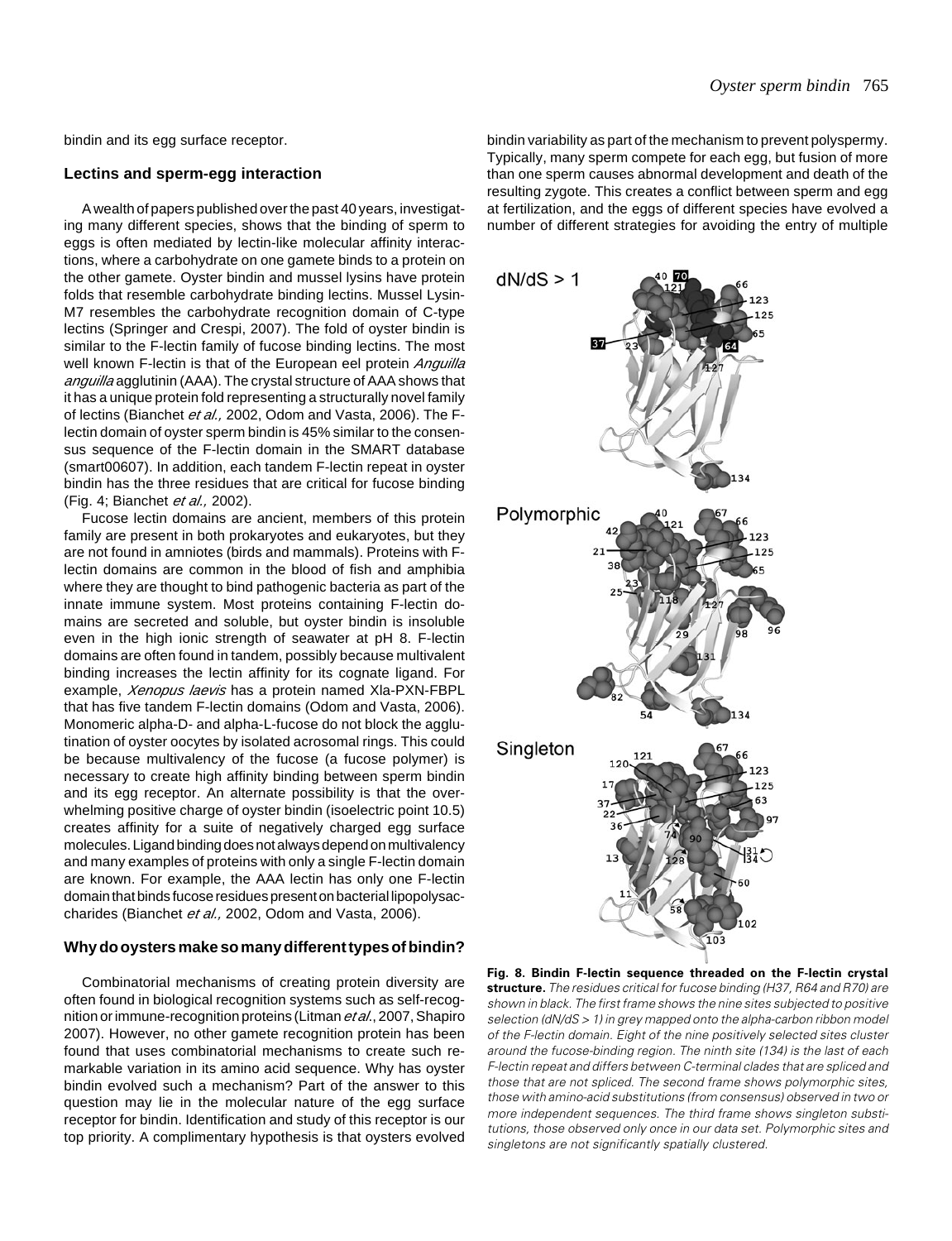bindin and its egg surface receptor.

## Lectins and sperm-egg interaction

A wealth of papers published over the past 40 years, investigating many different species, shows that the binding of sperm to eggs is often mediated by lectin-like molecular affinity interactions, where a carbohydrate on one gamete binds to a protein on the other gamete. Oyster bindin and mussel lysins have protein folds that resemble carbohydrate binding lectins. Mussel Lysin-M7 resembles the carbohydrate recognition domain of C-type lectins (Springer and Crespi, 2007). The fold of oyster bindin is similar to the F-lectin family of fucose binding lectins. The most well known F-lectin is that of the European eel protein *Anguilla anguilla* agglutinin (AAA). The crystal structure of AAA shows that it has a unique protein fold representing a structurally novel family of lectins (Bianchet *et al.,* 2002, Odom and Vasta, 2006). The F-lectin domain of oyster sperm bindin is 45% similar to the consensus sequence of the F-lectin domain in the SMART database (smart00607). In addition, each tandem F-lectin repeat in oyster bindin has the three residues that are critical for fucose binding (Fig. 4; Bianchet *et al.,* 2002).

Fucose lectin domains are ancient, members of this protein family are present in both prokaryotes and eukaryotes, but they are not found in amniotes (birds and mammals). Proteins with F-lectin domains are common in the blood of fish and amphibia where they are thought to bind pathogenic bacteria as part of the innate immune system. Most proteins containing F-lectin domains are secreted and soluble, but oyster bindin is insoluble even in the high ionic strength of seawater at pH 8. F-lectin domains are often found in tandem, possibly because multivalent binding increases the lectin affinity for its cognate ligand. For example, *Xenopus laevis* has a protein named Xla-PXN-FBPL that has five tandem F-lectin domains (Odom and Vasta, 2006). Monomeric alpha-D- and alpha-L-fucose do not block the agglutination of oyster oocytes by isolated acrosomal rings. This could be because multivalency of the fucose (a fucose polymer) is necessary to create high affinity binding between sperm bindin and its egg receptor. An alternate possibility is that the overwhelming positive charge of oyster bindin (isoelectric point 10.5) creates affinity for a suite of negatively charged egg surface molecules. Ligand binding does not always depend on multivalency and many examples of proteins with only a single F-lectin domain are known. For example, the AAA lectin has only one F-lectin domain that binds fucose residues present on bacterial lipopolysaccharides (Bianchet *et al.,* 2002, Odom and Vasta, 2006).

## Why do oysters make so many different types of bindin?

Combinatorial mechanisms of creating protein diversity are often found in biological recognition systems such as self-recognition or immune-recognition proteins (Litman *et al.*, 2007, Shapiro 2007). However, no other gamete recognition protein has been found that uses combinatorial mechanisms to create such remarkable variation in its amino acid sequence. Why has oyster bindin evolved such a mechanism? Part of the answer to this question may lie in the molecular nature of the egg surface receptor for bindin. Identification and study of this receptor is our top priority. A complimentary hypothesis is that oysters evolved bindin variability as part of the mechanism to prevent polyspermy. Typically, many sperm compete for each egg, but fusion of more than one sperm causes abnormal development and death of the resulting zygote. This creates a conflict between sperm and egg at fertilization, and the eggs of different species have evolved a number of different strategies for avoiding the entry of multiple

**Fig. 8. Bindin F-lectin sequence threaded on the F-lectin crystal structure.** *The residues critical for fucose binding (H37, R64 and R70) are shown in black. The first frame shows the nine sites subjected to positive selection (dN/dS > 1) in grey mapped onto the alpha-carbon ribbon model of the F-lectin domain. Eight of the nine positively selected sites cluster around the fucose-binding region. The ninth site (134) is the last of each F-lectin repeat and differs between C-terminal clades that are spliced and those that are not spliced. The second frame shows polymorphic sites, those with amino-acid substitutions (from consensus) observed in two or more independent sequences. The third frame shows singleton substitutions, those observed only once in our data set. Polymorphic sites and singletons are not significantly spatially clustered.*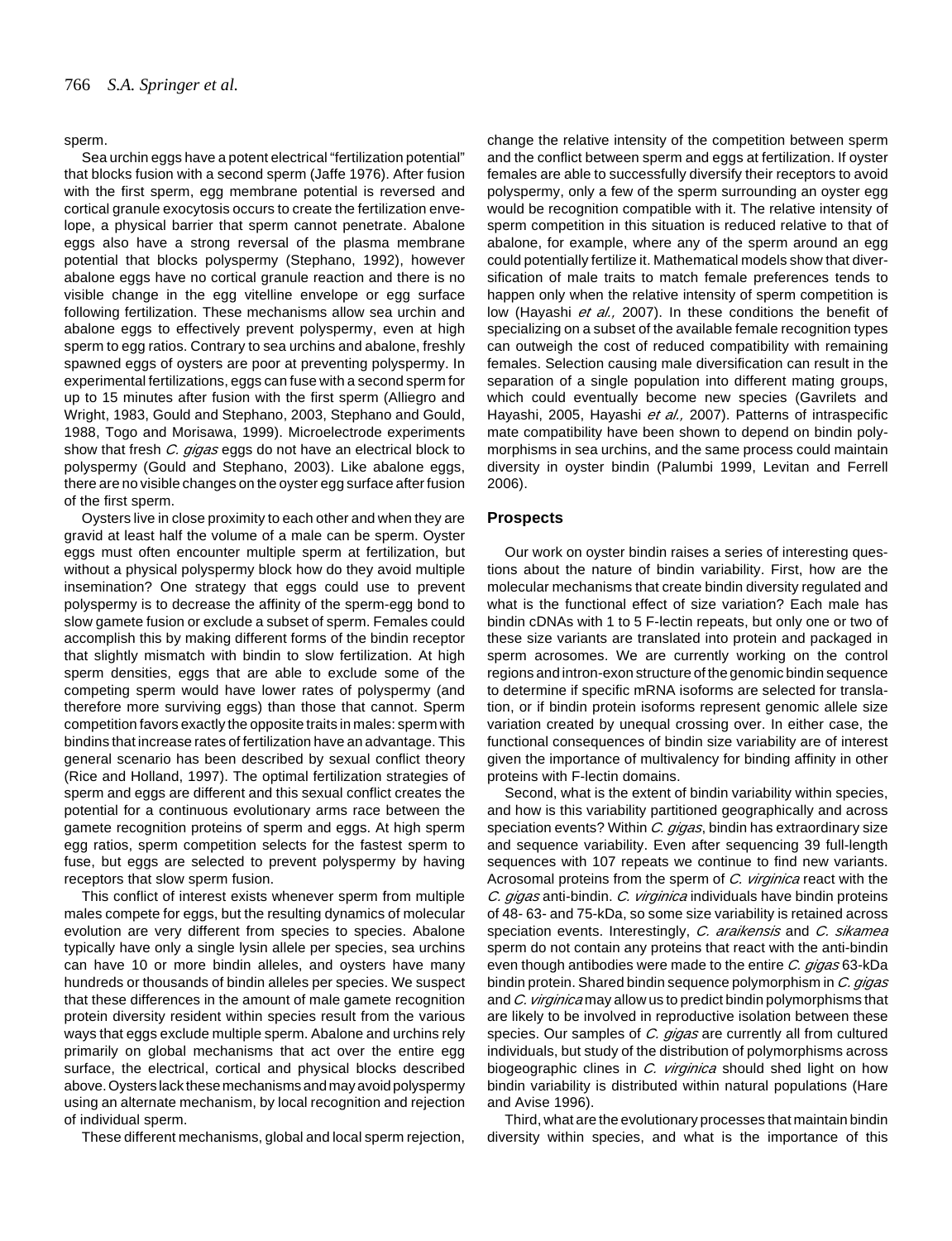sperm.

Sea urchin eggs have a potent electrical "fertilization potential" that blocks fusion with a second sperm (Jaffe 1976). After fusion with the first sperm, egg membrane potential is reversed and cortical granule exocytosis occurs to create the fertilization envelope, a physical barrier that sperm cannot penetrate. Abalone eggs also have a strong reversal of the plasma membrane potential that blocks polyspermy (Stephano, 1992), however abalone eggs have no cortical granule reaction and there is no visible change in the egg vitelline envelope or egg surface following fertilization. These mechanisms allow sea urchin and abalone eggs to effectively prevent polyspermy, even at high sperm to egg ratios. Contrary to sea urchins and abalone, freshly spawned eggs of oysters are poor at preventing polyspermy. In experimental fertilizations, eggs can fuse with a second sperm for up to 15 minutes after fusion with the first sperm (Alliegro and Wright, 1983, Gould and Stephano, 2003, Stephano and Gould, 1988, Togo and Morisawa, 1999). Microelectrode experiments show that fresh *C. gigas* eggs do not have an electrical block to polyspermy (Gould and Stephano, 2003). Like abalone eggs, there are no visible changes on the oyster egg surface after fusion of the first sperm.

Oysters live in close proximity to each other and when they are gravid at least half the volume of a male can be sperm. Oyster eggs must often encounter multiple sperm at fertilization, but without a physical polyspermy block how do they avoid multiple insemination? One strategy that eggs could use to prevent polyspermy is to decrease the affinity of the sperm-egg bond to slow gamete fusion or exclude a subset of sperm. Females could accomplish this by making different forms of the bindin receptor that slightly mismatch with bindin to slow fertilization. At high sperm densities, eggs that are able to exclude some of the competing sperm would have lower rates of polyspermy (and therefore more surviving eggs) than those that cannot. Sperm competition favors exactly the opposite traits in males: sperm with bindins that increase rates of fertilization have an advantage. This general scenario has been described by sexual conflict theory (Rice and Holland, 1997). The optimal fertilization strategies of sperm and eggs are different and this sexual conflict creates the potential for a continuous evolutionary arms race between the gamete recognition proteins of sperm and eggs. At high sperm egg ratios, sperm competition selects for the fastest sperm to fuse, but eggs are selected to prevent polyspermy by having receptors that slow sperm fusion.

This conflict of interest exists whenever sperm from multiple males compete for eggs, but the resulting dynamics of molecular evolution are very different from species to species. Abalone typically have only a single lysin allele per species, sea urchins can have 10 or more bindin alleles, and oysters have many hundreds or thousands of bindin alleles per species. We suspect that these differences in the amount of male gamete recognition protein diversity resident within species result from the various ways that eggs exclude multiple sperm. Abalone and urchins rely primarily on global mechanisms that act over the entire egg surface, the electrical, cortical and physical blocks described above. Oysters lack these mechanisms and may avoid polyspermy using an alternate mechanism, by local recognition and rejection of individual sperm.

These different mechanisms, global and local sperm rejection, change the relative intensity of the competition between sperm and the conflict between sperm and eggs at fertilization. If oyster females are able to successfully diversify their receptors to avoid polyspermy, only a few of the sperm surrounding an oyster egg would be recognition compatible with it. The relative intensity of sperm competition in this situation is reduced relative to that of abalone, for example, where any of the sperm around an egg could potentially fertilize it. Mathematical models show that diversification of male traits to match female preferences tends to happen only when the relative intensity of sperm competition is low (Hayashi *et al.,* 2007). In these conditions the benefit of specializing on a subset of the available female recognition types can outweigh the cost of reduced compatibility with remaining females. Selection causing male diversification can result in the separation of a single population into different mating groups, which could eventually become new species (Gavrilets and Hayashi, 2005, Hayashi *et al.,* 2007). Patterns of intraspecific mate compatibility have been shown to depend on bindin polymorphisms in sea urchins, and the same process could maintain diversity in oyster bindin (Palumbi 1999, Levitan and Ferrell 2006).

## Prospects

Our work on oyster bindin raises a series of interesting questions about the nature of bindin variability. First, how are the molecular mechanisms that create bindin diversity regulated and what is the functional effect of size variation? Each male has bindin cDNAs with 1 to 5 F-lectin repeats, but only one or two of these size variants are translated into protein and packaged in sperm acrosomes. We are currently working on the control regions and intron-exon structure of the genomic bindin sequence to determine if specific mRNA isoforms are selected for translation, or if bindin protein isoforms represent genomic allele size variation created by unequal crossing over. In either case, the functional consequences of bindin size variability are of interest given the importance of multivalency for binding affinity in other proteins with F-lectin domains.

Second, what is the extent of bindin variability within species, and how is this variability partitioned geographically and across speciation events? Within *C. gigas*, bindin has extraordinary size and sequence variability. Even after sequencing 39 full-length sequences with 107 repeats we continue to find new variants. Acrosomal proteins from the sperm of *C. virginica* react with the *C. gigas* anti-bindin. *C. virginica* individuals have bindin proteins of 48- 63- and 75-kDa, so some size variability is retained across speciation events. Interestingly, *C. araikensis* and *C. sikamea* sperm do not contain any proteins that react with the anti-bindin even though antibodies were made to the entire *C. gigas* 63-kDa bindin protein. Shared bindin sequence polymorphism in *C. gigas* and *C. virginica* may allow us to predict bindin polymorphisms that are likely to be involved in reproductive isolation between these species. Our samples of *C. gigas* are currently all from cultured individuals, but study of the distribution of polymorphisms across biogeographic clines in *C. virginica* should shed light on how bindin variability is distributed within natural populations (Hare and Avise 1996).

Third, what are the evolutionary processes that maintain bindin diversity within species, and what is the importance of this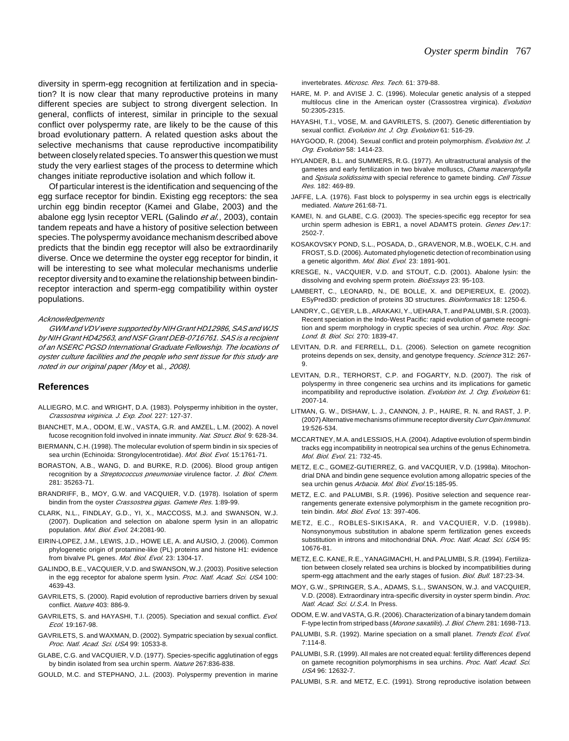diversity in sperm-egg recognition at fertilization and in speciation? It is now clear that many reproductive proteins in many different species are subject to strong divergent selection. In general, conflicts of interest, similar in principle to the sexual conflict over polyspermy rate, are likely to be the cause of this broad evolutionary pattern. A related question asks about the selective mechanisms that cause reproductive incompatibility between closely related species. To answer this question we must study the very earliest stages of the process to determine which changes initiate reproductive isolation and which follow it.

Of particular interest is the identification and sequencing of the egg surface receptor for bindin. Existing egg receptors: the sea urchin egg bindin receptor (Kamei and Glabe, 2003) and the abalone egg lysin receptor VERL (Galindo *et al.*, 2003), contain tandem repeats and have a history of positive selection between species. The polyspermy avoidance mechanism described above predicts that the bindin egg receptor will also be extraordinarily diverse. Once we determine the oyster egg receptor for bindin, it will be interesting to see what molecular mechanisms underlie receptor diversity and to examine the relationship between bindin-receptor interaction and sperm-egg compatibility within oyster populations.

*Acknowledgements*

*GWM and VDV were supported by NIH Grant HD12986, SAS and WJS by NIH Grant HD42563, and NSF Grant DEB-0716761. SAS is a recipient of an NSERC PGSD International Graduate Fellowship. The locations of oyster culture facilities and the people who sent tissue for this study are noted in our original paper (Moy* et al.*, 2008).*

## References

ALLIEGRO, M.C. and WRIGHT, D.A. (1983). Polyspermy inhibition in the oyster, *Crassostrea virginica*. *J. Exp. Zool.* 227: 127-37.

BIANCHET, M.A., ODOM, E.W., VASTA, G.R. and AMZEL, L.M. (2002). A novel fucose recognition fold involved in innate immunity. *Nat. Struct. Biol.* 9: 628-34.

BIERMANN, C.H. (1998). The molecular evolution of sperm bindin in six species of sea urchin (Echinoida: Strongylocentrotidae). *Mol. Biol. Evol.* 15:1761-71.

BORASTON, A.B., WANG, D. and BURKE, R.D. (2006). Blood group antigen recognition by a *Streptococcus pneumoniae* virulence factor. *J. Biol. Chem.* 281: 35263-71.

BRANDRIFF, B., MOY, G.W. and VACQUIER, V.D. (1978). Isolation of sperm bindin from the oyster *Crassostrea gigas*. *Gamete Res.* 1:89-99.

CLARK, N.L., FINDLAY, G.D., YI, X., MACCOSS, M.J. and SWANSON, W.J. (2007). Duplication and selection on abalone sperm lysin in an allopatric population. *Mol. Biol. Evol.* 24:2081-90.

EIRIN-LOPEZ, J.M., LEWIS, J.D., HOWE LE, A. and AUSIO, J. (2006). Common phylogenetic origin of protamine-like (PL) proteins and histone H1: evidence from bivalve PL genes. *Mol. Biol. Evol.* 23: 1304-17.

GALINDO, B.E., VACQUIER, V.D. and SWANSON, W.J. (2003). Positive selection in the egg receptor for abalone sperm lysin. *Proc. Natl. Acad. Sci. USA* 100: 4639-43.

GAVRILETS, S. (2000). Rapid evolution of reproductive barriers driven by sexual conflict. *Nature* 403: 886-9.

GAVRILETS, S. and HAYASHI, T.I. (2005). Speciation and sexual conflict. *Evol. Ecol.* 19:167-98.

GAVRILETS, S. and WAXMAN, D. (2002). Sympatric speciation by sexual conflict. *Proc. Natl. Acad. Sci. USA* 99: 10533-8.

GLABE, C.G. and VACQUIER, V.D. (1977). Species-specific agglutination of eggs by bindin isolated from sea urchin sperm. *Nature* 267:836-838.

GOULD, M.C. and STEPHANO, J.L. (2003). Polyspermy prevention in marine invertebrates. *Microsc. Res. Tech.* 61: 379-88.

HARE, M. P. and AVISE J. C. (1996). Molecular genetic analysis of a stepped multilocus cline in the American oyster (Crassostrea virginica). *Evolution* 50:2305-2315.

HAYASHI, T.I., VOSE, M. and GAVRILETS, S. (2007). Genetic differentiation by sexual conflict. *Evolution Int. J. Org. Evolution* 61: 516-29.

HAYGOOD, R. (2004). Sexual conflict and protein polymorphism. *Evolution Int. J. Org. Evolution* 58: 1414-23.

HYLANDER, B.L. and SUMMERS, R.G. (1977). An ultrastructural analysis of the gametes and early fertilization in two bivalve molluscs, *Chama macerophylla* and *Spisula solidissima* with special reference to gamete binding. *Cell Tissue Res.* 182: 469-89.

JAFFE, L.A. (1976). Fast block to polyspermy in sea urchin eggs is electrically mediated. *Nature* 261:68-71.

KAMEI, N. and GLABE, C.G. (2003). The species-specific egg receptor for sea urchin sperm adhesion is EBR1, a novel ADAMTS protein. *Genes Dev.*17: 2502-7.

KOSAKOVSKY POND, S.L., POSADA, D., GRAVENOR, M.B., WOELK, C.H. and FROST, S.D. (2006). Automated phylogenetic detection of recombination using a genetic algorithm. *Mol. Biol. Evol.* 23: 1891-901.

KRESGE, N., VACQUIER, V.D. and STOUT, C.D. (2001). Abalone lysin: the dissolving and evolving sperm protein. *BioEssays* 23: 95-103.

LAMBERT, C., LEONARD, N., DE BOLLE, X. and DEPIEREUX, E. (2002). ESyPred3D: prediction of proteins 3D structures. *Bioinformatics* 18: 1250-6.

LANDRY, C., GEYER, L.B., ARAKAKI, Y., UEHARA, T. and PALUMBI, S.R. (2003). Recent speciation in the Indo-West Pacific: rapid evolution of gamete recognition and sperm morphology in cryptic species of sea urchin. *Proc. Roy. Soc. Lond. B. Biol. Sci.* 270: 1839-47.

LEVITAN, D.R. and FERRELL, D.L. (2006). Selection on gamete recognition proteins depends on sex, density, and genotype frequency. *Science* 312: 267-9.

LEVITAN, D.R., TERHORST, C.P. and FOGARTY, N.D. (2007). The risk of polyspermy in three congeneric sea urchins and its implications for gametic incompatibility and reproductive isolation. *Evolution Int. J. Org. Evolution* 61: 2007-14.

LITMAN, G. W., DISHAW, L. J., CANNON, J. P., HAIRE, R. N. and RAST, J. P. (2007) Alternative mechanisms of immune receptor diversity *Curr Opin Immunol.* 19:526-534.

MCCARTNEY, M.A. and LESSIOS, H.A. (2004). Adaptive evolution of sperm bindin tracks egg incompatibility in neotropical sea urchins of the genus Echinometra. *Mol. Biol. Evol.* 21: 732-45.

METZ, E.C., GOMEZ-GUTIERREZ, G. and VACQUIER, V.D. (1998a). Mitochondrial DNA and bindin gene sequence evolution among allopatric species of the sea urchin genus *Arbacia*. *Mol. Biol. Evol.*15:185-95.

METZ, E.C. and PALUMBI, S.R. (1996). Positive selection and sequence rearrangements generate extensive polymorphism in the gamete recognition protein bindin. *Mol. Biol. Evol.* 13: 397-406.

METZ, E.C., ROBLES-SIKISAKA, R. and VACQUIER, V.D. (1998b). Nonsynonymous substitution in abalone sperm fertilization genes exceeds substitution in introns and mitochondrial DNA. *Proc. Natl. Acad. Sci. USA* 95: 10676-81.

METZ, E.C. KANE, R.E., YANAGIMACHI, H. and PALUMBI, S.R. (1994). Fertilization between closely related sea urchins is blocked by incompatibilities during sperm-egg attachment and the early stages of fusion. *Biol. Bull.* 187:23-34.

MOY, G.W., SPRINGER, S.A., ADAMS, S.L., SWANSON, W.J. and VACQUIER, V.D. (2008). Extraordinary intra-specific diversity in oyster sperm bindin. *Proc. Natl. Acad. Sci. U.S.A.* In Press.

ODOM, E.W. and VASTA, G.R. (2006). Characterization of a binary tandem domain F-type lectin from striped bass (*Morone saxatilis*). *J. Biol. Chem.* 281: 1698-713.

PALUMBI, S.R. (1992). Marine speciation on a small planet. *Trends Ecol. Evol.* 7:114-8.

PALUMBI, S.R. (1999). All males are not created equal: fertility differences depend on gamete recognition polymorphisms in sea urchins. *Proc. Natl. Acad. Sci. USA* 96: 12632-7.

PALUMBI, S.R. and METZ, E.C. (1991). Strong reproductive isolation between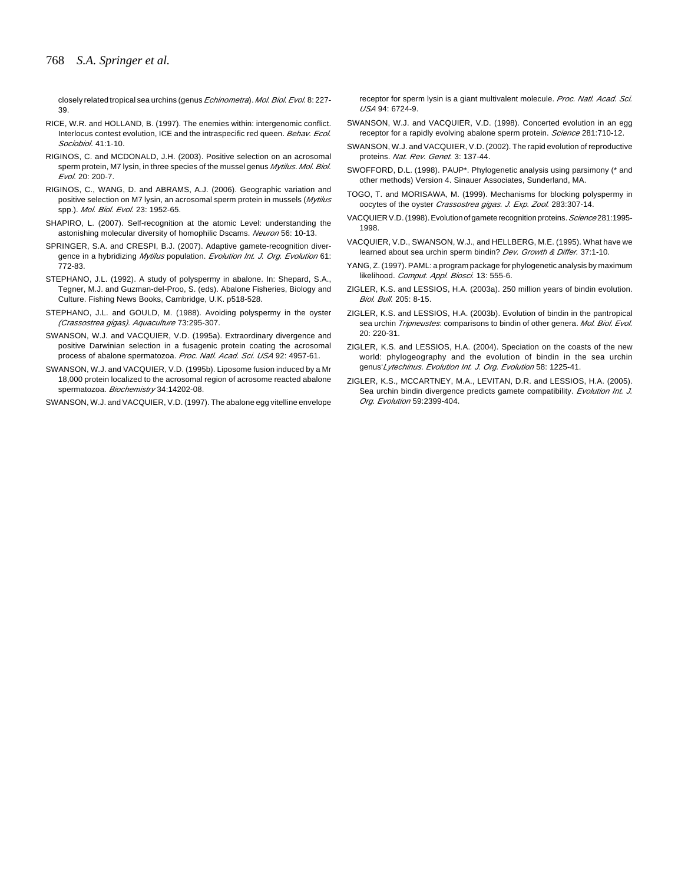closely related tropical sea urchins (genus *Echinometra*). *Mol. Biol. Evol.* 8: 227-39.

RICE, W.R. and HOLLAND, B. (1997). The enemies within: intergenomic conflict. Interlocus contest evolution, ICE and the intraspecific red queen. *Behav. Ecol. Sociobiol.* 41:1-10.

RIGINOS, C. and MCDONALD, J.H. (2003). Positive selection on an acrosomal sperm protein, M7 lysin, in three species of the mussel genus *Mytilus*. *Mol. Biol. Evol.* 20: 200-7.

RIGINOS, C., WANG, D. and ABRAMS, A.J. (2006). Geographic variation and positive selection on M7 lysin, an acrosomal sperm protein in mussels (*Mytilus* spp.). *Mol. Biol. Evol.* 23: 1952-65.

SHAPIRO, L. (2007). Self-recognition at the atomic Level: understanding the astonishing molecular diversity of homophilic Dscams. *Neuron* 56: 10-13.

SPRINGER, S.A. and CRESPI, B.J. (2007). Adaptive gamete-recognition divergence in a hybridizing *Mytilus* population. *Evolution Int. J. Org. Evolution* 61: 772-83.

STEPHANO, J.L. (1992). A study of polyspermy in abalone. In: Shepard, S.A., Tegner, M.J. and Guzman-del-Proo, S. (eds). Abalone Fisheries, Biology and Culture. Fishing News Books, Cambridge, U.K. p518-528.

STEPHANO, J.L. and GOULD, M. (1988). Avoiding polyspermy in the oyster *(Crassostrea gigas). Aquaculture* 73:295-307.

SWANSON, W.J. and VACQUIER, V.D. (1995a). Extraordinary divergence and positive Darwinian selection in a fusagenic protein coating the acrosomal process of abalone spermatozoa. *Proc. Natl. Acad. Sci. USA* 92: 4957-61.

SWANSON, W.J. and VACQUIER, V.D. (1995b). Liposome fusion induced by a Mr 18,000 protein localized to the acrosomal region of acrosome reacted abalone spermatozoa. *Biochemistry* 34:14202-08.

SWANSON, W.J. and VACQUIER, V.D. (1997). The abalone egg vitelline envelope receptor for sperm lysin is a giant multivalent molecule. *Proc. Natl. Acad. Sci. USA* 94: 6724-9.

SWANSON, W.J. and VACQUIER, V.D. (1998). Concerted evolution in an egg receptor for a rapidly evolving abalone sperm protein. *Science* 281:710-12.

SWANSON, W.J. and VACQUIER, V.D. (2002). The rapid evolution of reproductive proteins. *Nat. Rev. Genet.* 3: 137-44.

SWOFFORD, D.L. (1998). PAUP*. Phylogenetic analysis using parsimony (* and other methods) Version 4. Sinauer Associates, Sunderland, MA.

TOGO, T. and MORISAWA, M. (1999). Mechanisms for blocking polyspermy in oocytes of the oyster *Crassostrea gigas*. *J. Exp. Zool.* 283:307-14.

VACQUIER V.D. (1998). Evolution of gamete recognition proteins. *Science* 281:1995-1998.

VACQUIER, V.D., SWANSON, W.J., and HELLBERG, M.E. (1995). What have we learned about sea urchin sperm bindin? *Dev. Growth & Differ.* 37:1-10.

YANG, Z. (1997). PAML: a program package for phylogenetic analysis by maximum likelihood. *Comput. Appl. Biosci.* 13: 555-6.

ZIGLER, K.S. and LESSIOS, H.A. (2003a). 250 million years of bindin evolution. *Biol. Bull.* 205: 8-15.

ZIGLER, K.S. and LESSIOS, H.A. (2003b). Evolution of bindin in the pantropical sea urchin *Tripneustes*: comparisons to bindin of other genera. *Mol. Biol. Evol.* 20: 220-31.

ZIGLER, K.S. and LESSIOS, H.A. (2004). Speciation on the coasts of the new world: phylogeography and the evolution of bindin in the sea urchin genus'*Lytechinus*. *Evolution Int. J. Org. Evolution* 58: 1225-41.

ZIGLER, K.S., MCCARTNEY, M.A., LEVITAN, D.R. and LESSIOS, H.A. (2005). Sea urchin bindin divergence predicts gamete compatibility. *Evolution Int. J. Org. Evolution* 59:2399-404.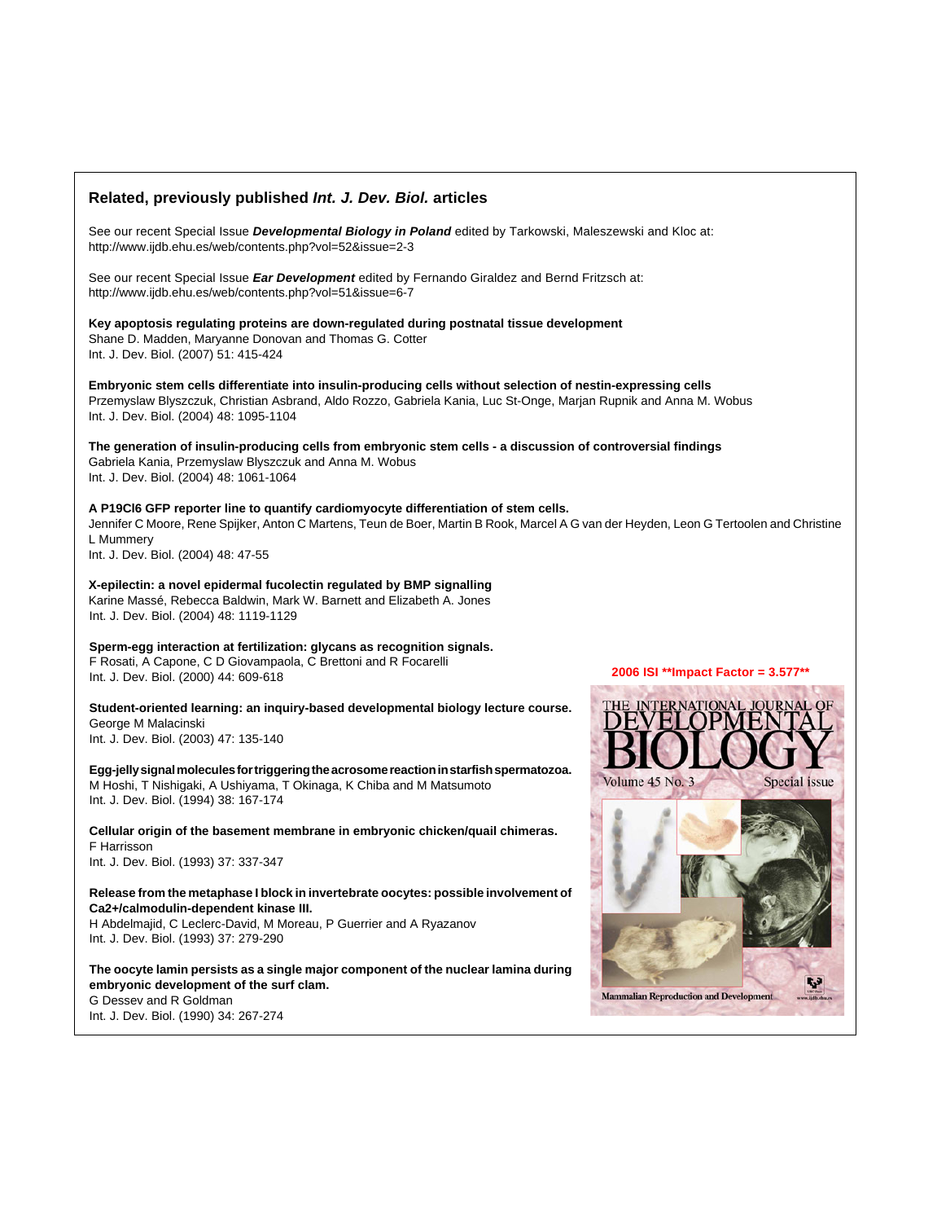## Related, previously published *Int. J. Dev. Biol.* articles

See our recent Special Issue ***Developmental Biology in Poland*** edited by Tarkowski, Maleszewski and Kloc at:
http://www.ijdb.ehu.es/web/contents.php?vol=52&issue=2-3

See our recent Special Issue ***Ear Development*** edited by Fernando Giraldez and Bernd Fritzsch at:
http://www.ijdb.ehu.es/web/contents.php?vol=51&issue=6-7

**Key apoptosis regulating proteins are down-regulated during postnatal tissue development**
Shane D. Madden, Maryanne Donovan and Thomas G. Cotter
Int. J. Dev. Biol. (2007) 51: 415-424

**Embryonic stem cells differentiate into insulin-producing cells without selection of nestin-expressing cells**
Przemyslaw Blyszczuk, Christian Asbrand, Aldo Rozzo, Gabriela Kania, Luc St-Onge, Marjan Rupnik and Anna M. Wobus
Int. J. Dev. Biol. (2004) 48: 1095-1104

**The generation of insulin-producing cells from embryonic stem cells - a discussion of controversial findings**
Gabriela Kania, Przemyslaw Blyszczuk and Anna M. Wobus
Int. J. Dev. Biol. (2004) 48: 1061-1064

**A P19Cl6 GFP reporter line to quantify cardiomyocyte differentiation of stem cells.**
Jennifer C Moore, Rene Spijker, Anton C Martens, Teun de Boer, Martin B Rook, Marcel A G van der Heyden, Leon G Tertoolen and Christine L Mummery
Int. J. Dev. Biol. (2004) 48: 47-55

**X-epilectin: a novel epidermal fucolectin regulated by BMP signalling**
Karine Massé, Rebecca Baldwin, Mark W. Barnett and Elizabeth A. Jones
Int. J. Dev. Biol. (2004) 48: 1119-1129

**Sperm-egg interaction at fertilization: glycans as recognition signals.**
F Rosati, A Capone, C D Giovampaola, C Brettoni and R Focarelli
Int. J. Dev. Biol. (2000) 44: 609-618

**Student-oriented learning: an inquiry-based developmental biology lecture course.**
George M Malacinski
Int. J. Dev. Biol. (2003) 47: 135-140

**Egg-jelly signal molecules for triggering the acrosome reaction in starfish spermatozoa.**
M Hoshi, T Nishigaki, A Ushiyama, T Okinaga, K Chiba and M Matsumoto
Int. J. Dev. Biol. (1994) 38: 167-174

**Cellular origin of the basement membrane in embryonic chicken/quail chimeras.**
F Harrisson
Int. J. Dev. Biol. (1993) 37: 337-347

**Release from the metaphase I block in invertebrate oocytes: possible involvement of Ca2+/calmodulin-dependent kinase III.**
H Abdelmajid, C Leclerc-David, M Moreau, P Guerrier and A Ryazanov
Int. J. Dev. Biol. (1993) 37: 279-290

**The oocyte lamin persists as a single major component of the nuclear lamina during embryonic development of the surf clam.**
G Dessev and R Goldman
Int. J. Dev. Biol. (1990) 34: 267-274

**2006 ISI \*\*Impact Factor = 3.577\*\***

THE INTERNATIONAL JOURNAL OF DEVELOPMENTAL BIOLOGY
Volume 45 No. 3 Special issue
Mammalian Reproduction and Development